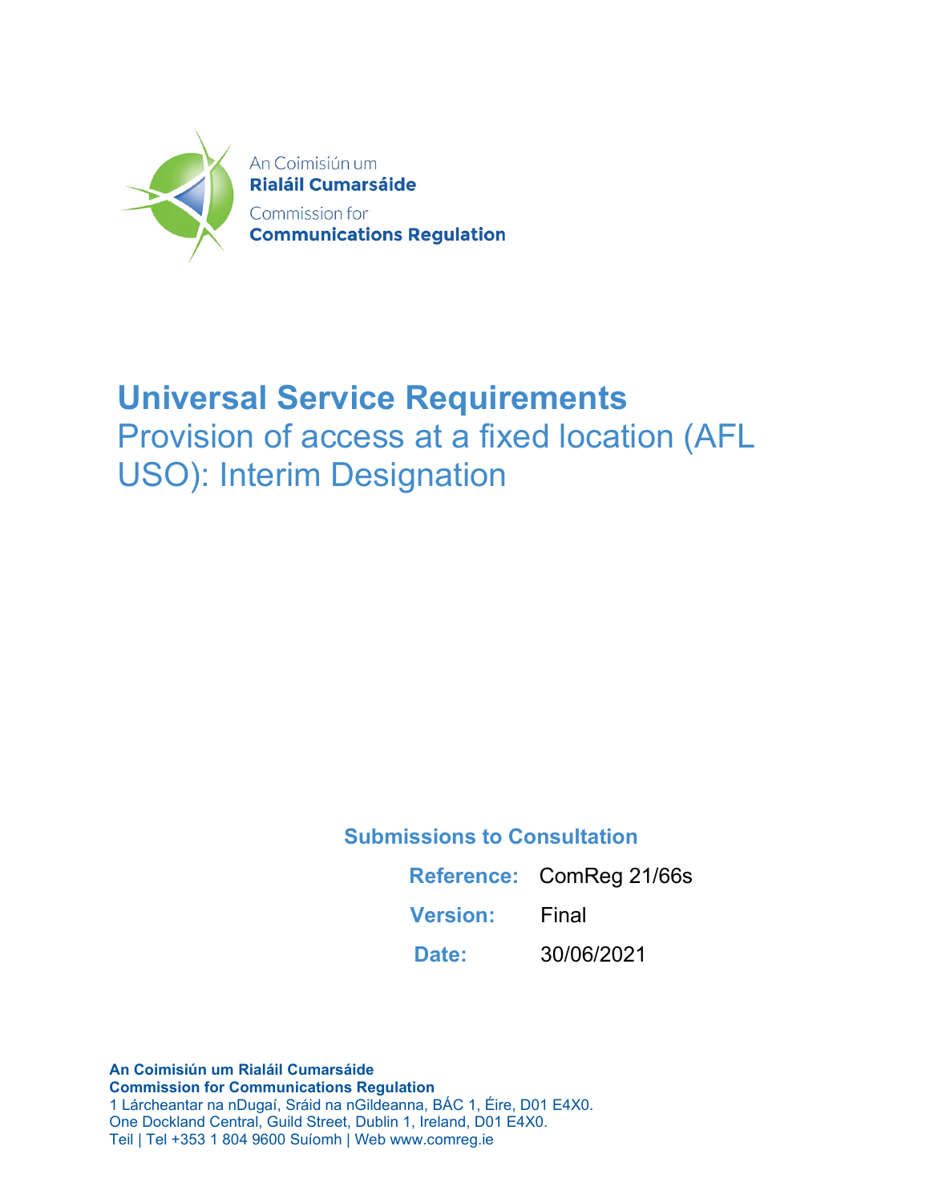An Coimisiún um
**Rialáil Cumarsáide**
Commission for
**Communications Regulation**

# Universal Service Requirements

## Provision of access at a fixed location (AFL USO): Interim Designation

### Submissions to Consultation

| | |
|---|---|
| **Reference:** | ComReg 21/66s |
| **Version:** | Final |
| **Date:** | 30/06/2021 |

**An Coimisiún um Rialáil Cumarsáide**
**Commission for Communications Regulation**
1 Lárcheantar na nDugaí, Sráid na nGildeanna, BÁC 1, Éire, D01 E4X0.
One Dockland Central, Guild Street, Dublin 1, Ireland, D01 E4X0.
Teil | Tel +353 1 804 9600 Suíomh | Web www.comreg.ie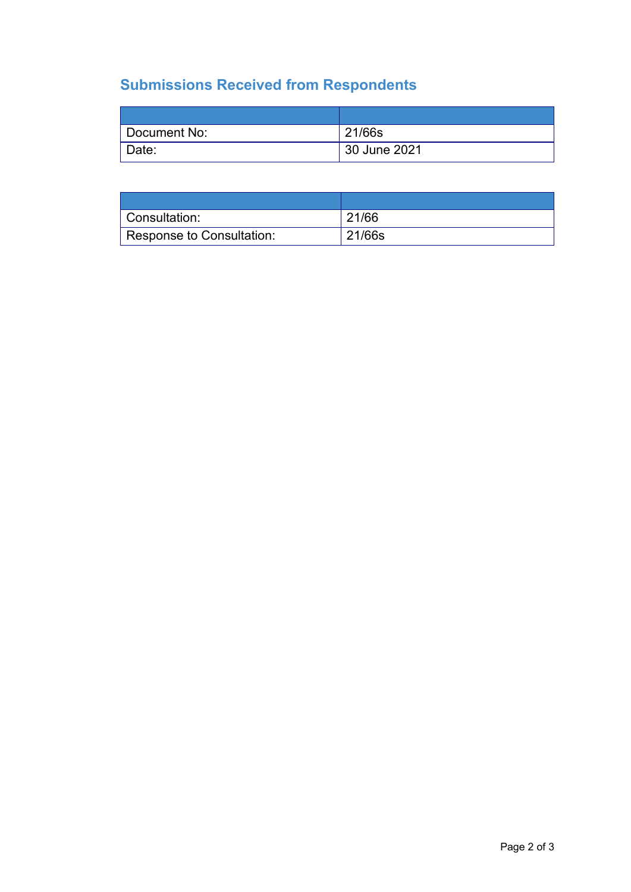## Submissions Received from Respondents

| | |
|---|---|
| Document No: | 21/66s |
| Date: | 30 June 2021 |

| | |
|---|---|
| Consultation: | 21/66 |
| Response to Consultation: | 21/66s |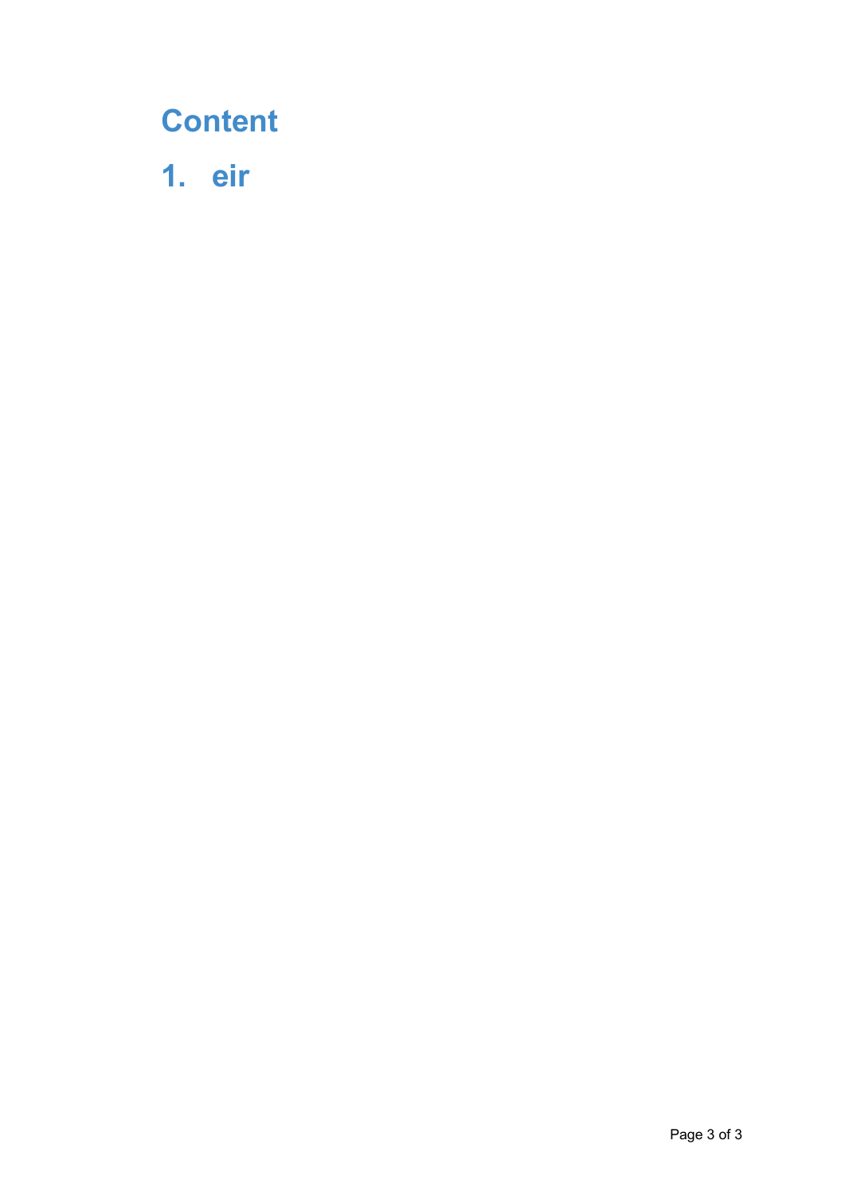# Content

# 1. eir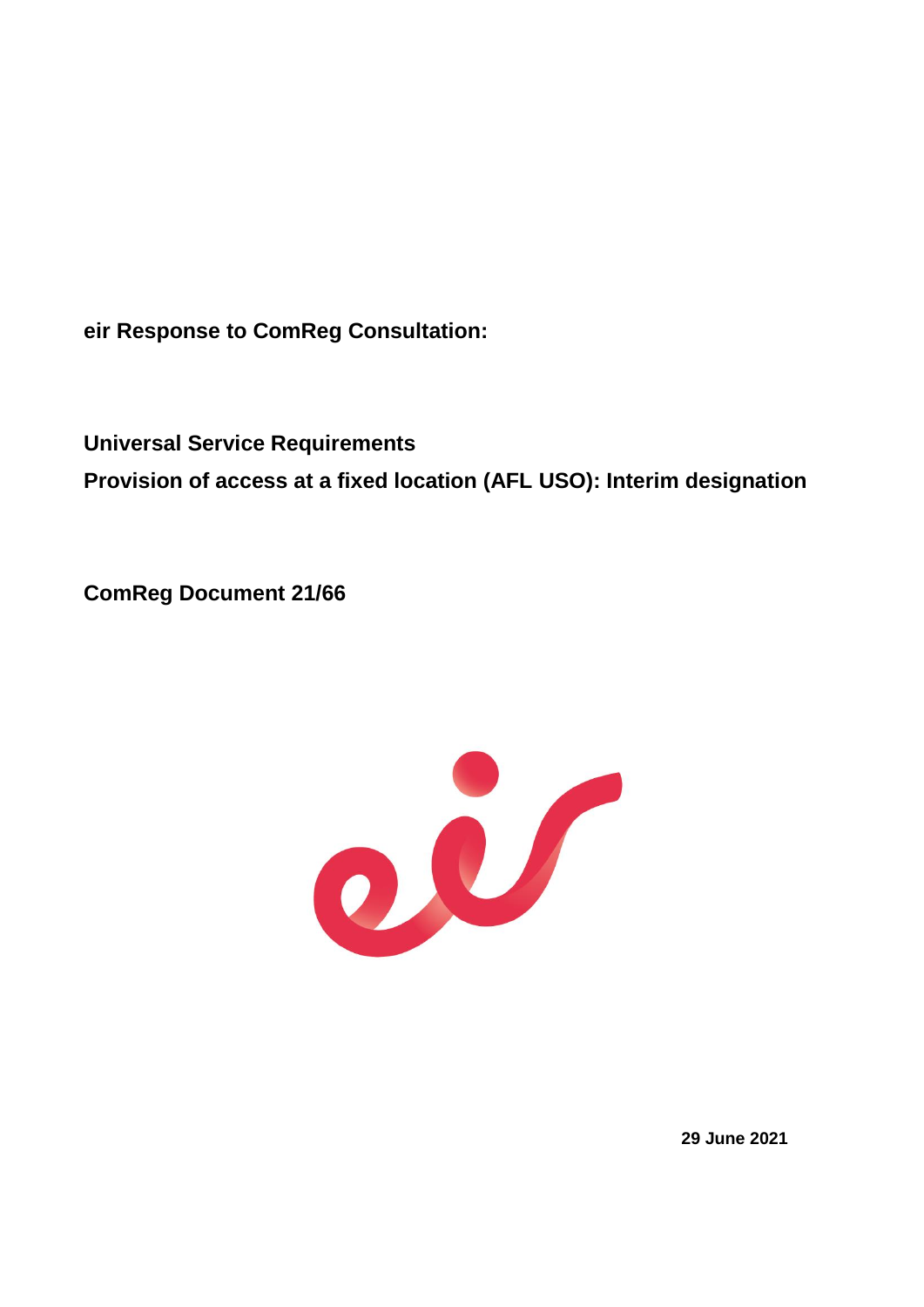**eir Response to ComReg Consultation:**

**Universal Service Requirements**

**Provision of access at a fixed location (AFL USO): Interim designation**

**ComReg Document 21/66**

**29 June 2021**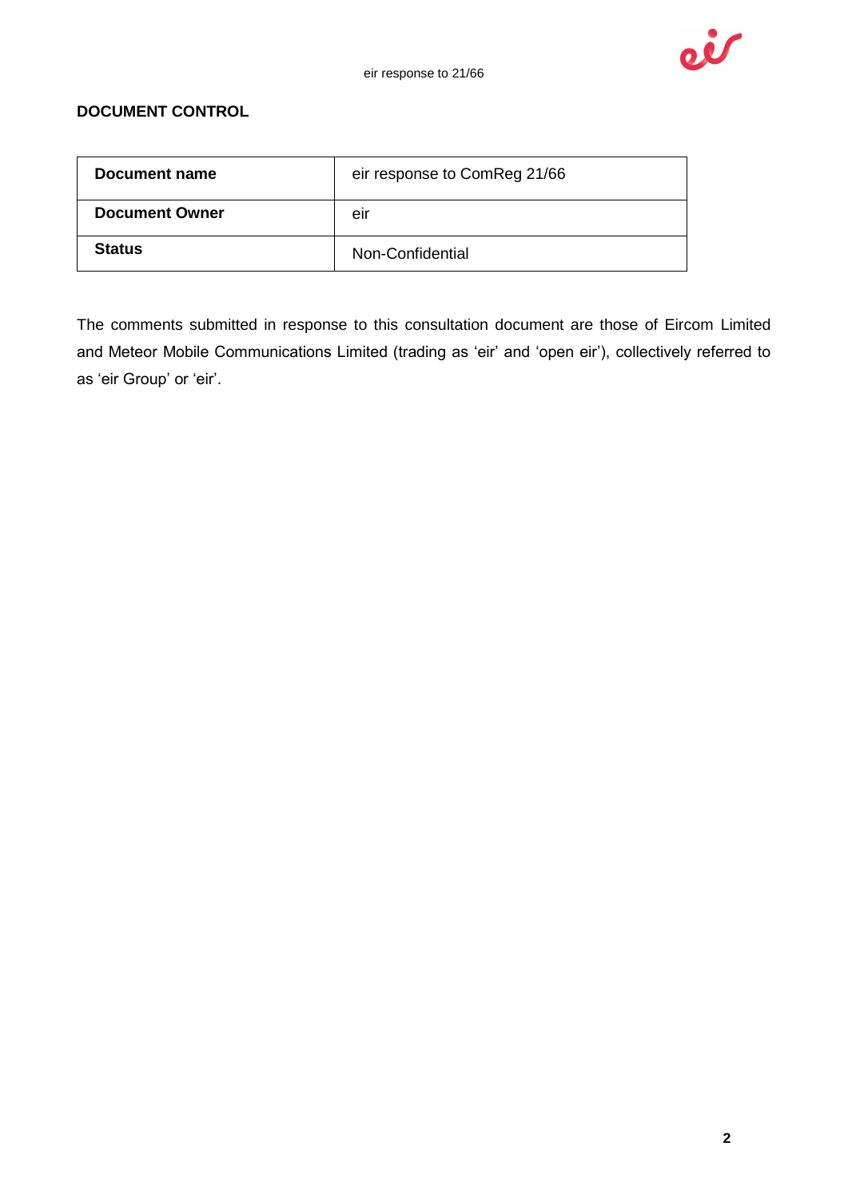**DOCUMENT CONTROL**

| Document name | eir response to ComReg 21/66 |
|---|---|
| **Document Owner** | eir |
| **Status** | Non-Confidential |

The comments submitted in response to this consultation document are those of Eircom Limited and Meteor Mobile Communications Limited (trading as 'eir' and 'open eir'), collectively referred to as 'eir Group' or 'eir'.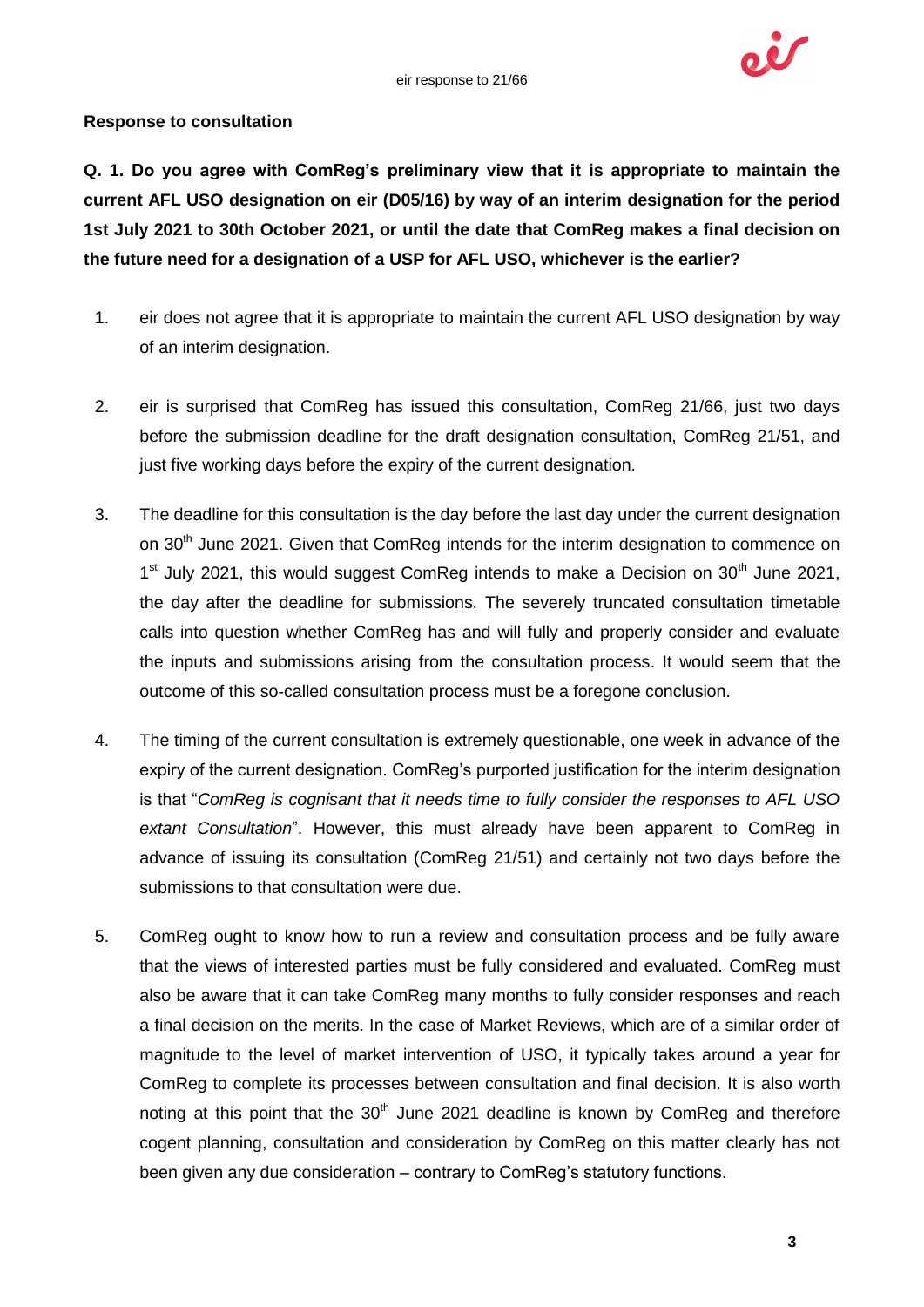**Response to consultation**

**Q. 1. Do you agree with ComReg's preliminary view that it is appropriate to maintain the current AFL USO designation on eir (D05/16) by way of an interim designation for the period 1st July 2021 to 30th October 2021, or until the date that ComReg makes a final decision on the future need for a designation of a USP for AFL USO, whichever is the earlier?**

1. eir does not agree that it is appropriate to maintain the current AFL USO designation by way of an interim designation.

2. eir is surprised that ComReg has issued this consultation, ComReg 21/66, just two days before the submission deadline for the draft designation consultation, ComReg 21/51, and just five working days before the expiry of the current designation.

3. The deadline for this consultation is the day before the last day under the current designation on 30th June 2021. Given that ComReg intends for the interim designation to commence on 1st July 2021, this would suggest ComReg intends to make a Decision on 30th June 2021, the day after the deadline for submissions. The severely truncated consultation timetable calls into question whether ComReg has and will fully and properly consider and evaluate the inputs and submissions arising from the consultation process. It would seem that the outcome of this so-called consultation process must be a foregone conclusion.

4. The timing of the current consultation is extremely questionable, one week in advance of the expiry of the current designation. ComReg's purported justification for the interim designation is that "*ComReg is cognisant that it needs time to fully consider the responses to AFL USO extant Consultation*". However, this must already have been apparent to ComReg in advance of issuing its consultation (ComReg 21/51) and certainly not two days before the submissions to that consultation were due.

5. ComReg ought to know how to run a review and consultation process and be fully aware that the views of interested parties must be fully considered and evaluated. ComReg must also be aware that it can take ComReg many months to fully consider responses and reach a final decision on the merits. In the case of Market Reviews, which are of a similar order of magnitude to the level of market intervention of USO, it typically takes around a year for ComReg to complete its processes between consultation and final decision. It is also worth noting at this point that the 30th June 2021 deadline is known by ComReg and therefore cogent planning, consultation and consideration by ComReg on this matter clearly has not been given any due consideration – contrary to ComReg's statutory functions.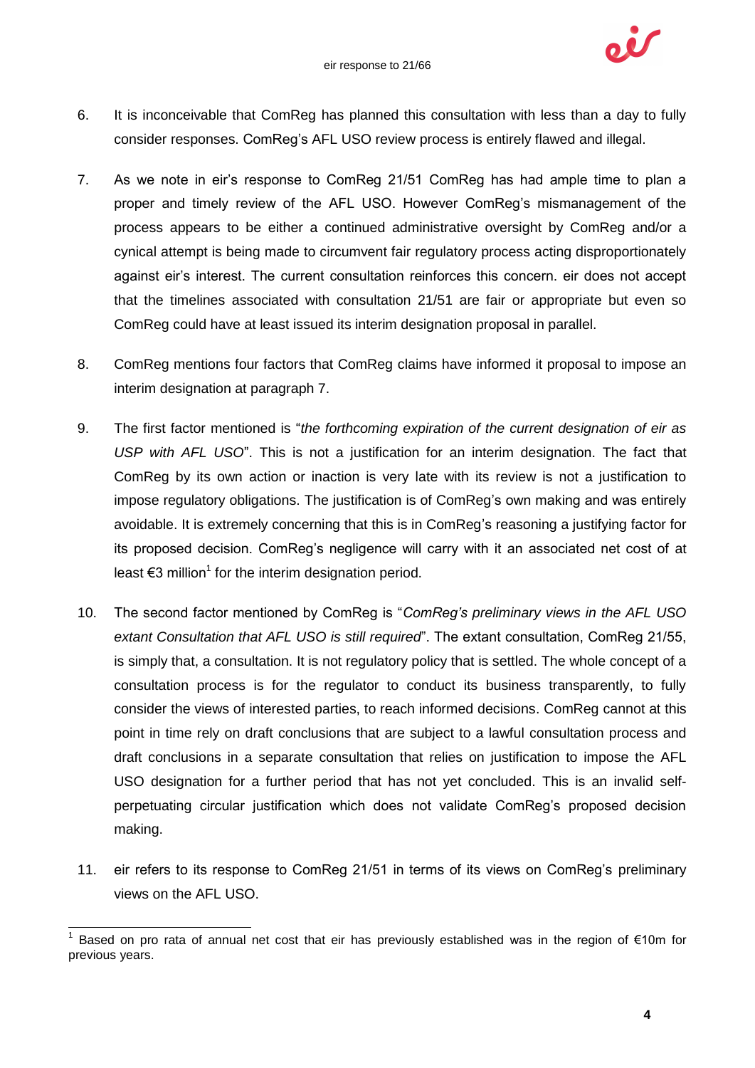6. It is inconceivable that ComReg has planned this consultation with less than a day to fully consider responses. ComReg's AFL USO review process is entirely flawed and illegal.

7. As we note in eir's response to ComReg 21/51 ComReg has had ample time to plan a proper and timely review of the AFL USO. However ComReg's mismanagement of the process appears to be either a continued administrative oversight by ComReg and/or a cynical attempt is being made to circumvent fair regulatory process acting disproportionately against eir's interest. The current consultation reinforces this concern. eir does not accept that the timelines associated with consultation 21/51 are fair or appropriate but even so ComReg could have at least issued its interim designation proposal in parallel.

8. ComReg mentions four factors that ComReg claims have informed it proposal to impose an interim designation at paragraph 7.

9. The first factor mentioned is "*the forthcoming expiration of the current designation of eir as USP with AFL USO*". This is not a justification for an interim designation. The fact that ComReg by its own action or inaction is very late with its review is not a justification to impose regulatory obligations. The justification is of ComReg's own making and was entirely avoidable. It is extremely concerning that this is in ComReg's reasoning a justifying factor for its proposed decision. ComReg's negligence will carry with it an associated net cost of at least €3 million[1] for the interim designation period.

10. The second factor mentioned by ComReg is "*ComReg's preliminary views in the AFL USO extant Consultation that AFL USO is still required*". The extant consultation, ComReg 21/55, is simply that, a consultation. It is not regulatory policy that is settled. The whole concept of a consultation process is for the regulator to conduct its business transparently, to fully consider the views of interested parties, to reach informed decisions. ComReg cannot at this point in time rely on draft conclusions that are subject to a lawful consultation process and draft conclusions in a separate consultation that relies on justification to impose the AFL USO designation for a further period that has not yet concluded. This is an invalid self-perpetuating circular justification which does not validate ComReg's proposed decision making.

11. eir refers to its response to ComReg 21/51 in terms of its views on ComReg's preliminary views on the AFL USO.

---

[1] Based on pro rata of annual net cost that eir has previously established was in the region of €10m for previous years.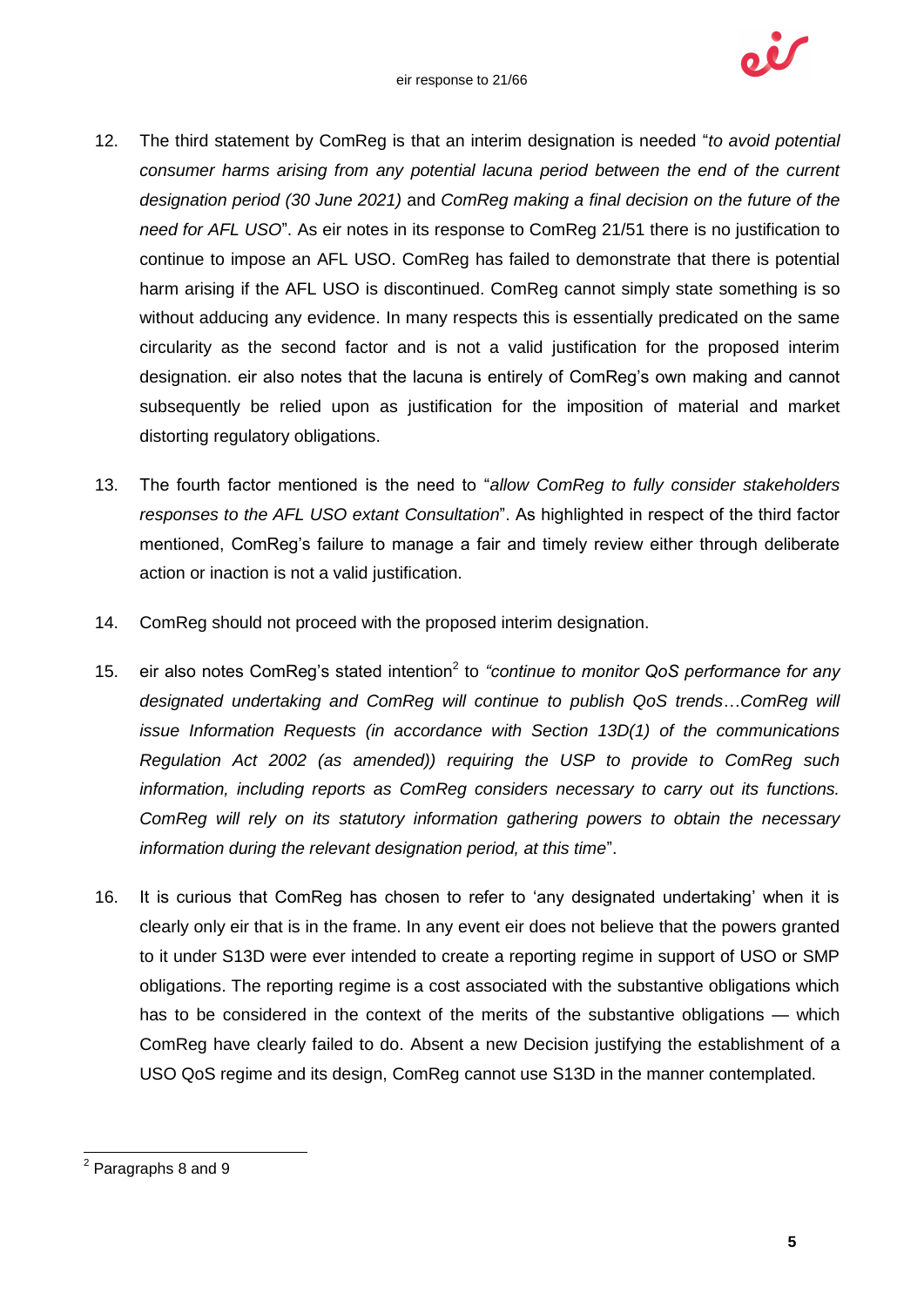12. The third statement by ComReg is that an interim designation is needed "*to avoid potential consumer harms arising from any potential lacuna period between the end of the current designation period (30 June 2021)* and *ComReg making a final decision on the future of the need for AFL USO*". As eir notes in its response to ComReg 21/51 there is no justification to continue to impose an AFL USO. ComReg has failed to demonstrate that there is potential harm arising if the AFL USO is discontinued. ComReg cannot simply state something is so without adducing any evidence. In many respects this is essentially predicated on the same circularity as the second factor and is not a valid justification for the proposed interim designation. eir also notes that the lacuna is entirely of ComReg's own making and cannot subsequently be relied upon as justification for the imposition of material and market distorting regulatory obligations.

13. The fourth factor mentioned is the need to "*allow ComReg to fully consider stakeholders responses to the AFL USO extant Consultation*". As highlighted in respect of the third factor mentioned, ComReg's failure to manage a fair and timely review either through deliberate action or inaction is not a valid justification.

14. ComReg should not proceed with the proposed interim designation.

15. eir also notes ComReg's stated intention[2] to *"continue to monitor QoS performance for any designated undertaking and ComReg will continue to publish QoS trends…ComReg will issue Information Requests (in accordance with Section 13D(1) of the communications Regulation Act 2002 (as amended)) requiring the USP to provide to ComReg such information, including reports as ComReg considers necessary to carry out its functions. ComReg will rely on its statutory information gathering powers to obtain the necessary information during the relevant designation period, at this time*".

16. It is curious that ComReg has chosen to refer to 'any designated undertaking' when it is clearly only eir that is in the frame. In any event eir does not believe that the powers granted to it under S13D were ever intended to create a reporting regime in support of USO or SMP obligations. The reporting regime is a cost associated with the substantive obligations which has to be considered in the context of the merits of the substantive obligations — which ComReg have clearly failed to do. Absent a new Decision justifying the establishment of a USO QoS regime and its design, ComReg cannot use S13D in the manner contemplated.

[2] Paragraphs 8 and 9